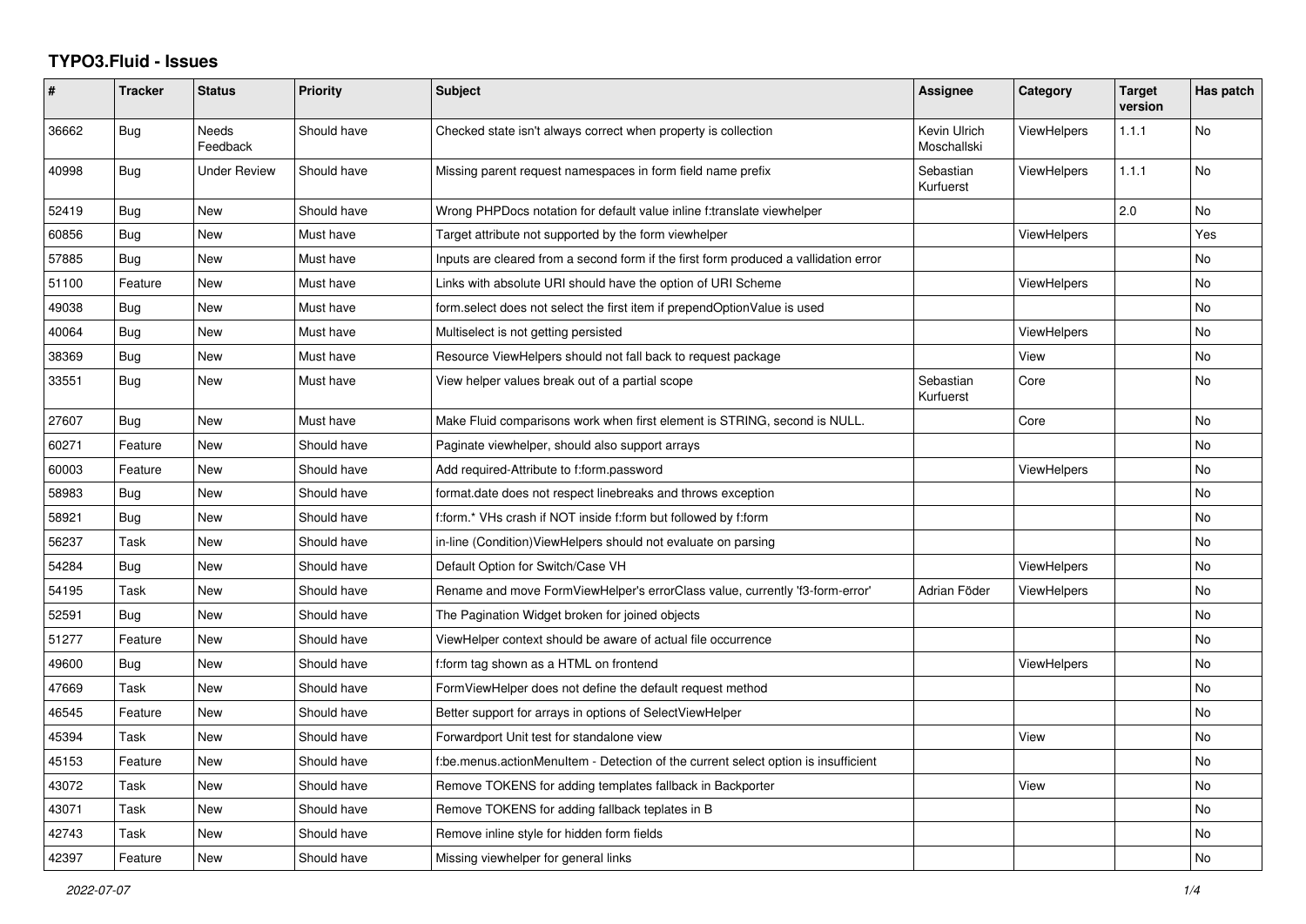# TYPO3.Fluid - Issues

| # | Tracker | Status | Priority | Subject | Assignee | Category | Target version | Has patch |
|---|---|---|---|---|---|---|---|---|
| 36662 | Bug | Needs Feedback | Should have | Checked state isn't always correct when property is collection | Kevin Ulrich Moschallski | ViewHelpers | 1.1.1 | No |
| 40998 | Bug | Under Review | Should have | Missing parent request namespaces in form field name prefix | Sebastian Kurfuerst | ViewHelpers | 1.1.1 | No |
| 52419 | Bug | New | Should have | Wrong PHPDocs notation for default value inline f:translate viewhelper | | | 2.0 | No |
| 60856 | Bug | New | Must have | Target attribute not supported by the form viewhelper | | ViewHelpers | | Yes |
| 57885 | Bug | New | Must have | Inputs are cleared from a second form if the first form produced a vallidation error | | | | No |
| 51100 | Feature | New | Must have | Links with absolute URI should have the option of URI Scheme | | ViewHelpers | | No |
| 49038 | Bug | New | Must have | form.select does not select the first item if prependOptionValue is used | | | | No |
| 40064 | Bug | New | Must have | Multiselect is not getting persisted | | ViewHelpers | | No |
| 38369 | Bug | New | Must have | Resource ViewHelpers should not fall back to request package | | View | | No |
| 33551 | Bug | New | Must have | View helper values break out of a partial scope | Sebastian Kurfuerst | Core | | No |
| 27607 | Bug | New | Must have | Make Fluid comparisons work when first element is STRING, second is NULL. | | Core | | No |
| 60271 | Feature | New | Should have | Paginate viewhelper, should also support arrays | | | | No |
| 60003 | Feature | New | Should have | Add required-Attribute to f:form.password | | ViewHelpers | | No |
| 58983 | Bug | New | Should have | format.date does not respect linebreaks and throws exception | | | | No |
| 58921 | Bug | New | Should have | f:form.* VHs crash if NOT inside f:form but followed by f:form | | | | No |
| 56237 | Task | New | Should have | in-line (Condition)ViewHelpers should not evaluate on parsing | | | | No |
| 54284 | Bug | New | Should have | Default Option for Switch/Case VH | | ViewHelpers | | No |
| 54195 | Task | New | Should have | Rename and move FormViewHelper's errorClass value, currently 'f3-form-error' | Adrian Föder | ViewHelpers | | No |
| 52591 | Bug | New | Should have | The Pagination Widget broken for joined objects | | | | No |
| 51277 | Feature | New | Should have | ViewHelper context should be aware of actual file occurrence | | | | No |
| 49600 | Bug | New | Should have | f:form tag shown as a HTML on frontend | | ViewHelpers | | No |
| 47669 | Task | New | Should have | FormViewHelper does not define the default request method | | | | No |
| 46545 | Feature | New | Should have | Better support for arrays in options of SelectViewHelper | | | | No |
| 45394 | Task | New | Should have | Forwardport Unit test for standalone view | | View | | No |
| 45153 | Feature | New | Should have | f:be.menus.actionMenuItem - Detection of the current select option is insufficient | | | | No |
| 43072 | Task | New | Should have | Remove TOKENS for adding templates fallback in Backporter | | View | | No |
| 43071 | Task | New | Should have | Remove TOKENS for adding fallback teplates in B | | | | No |
| 42743 | Task | New | Should have | Remove inline style for hidden form fields | | | | No |
| 42397 | Feature | New | Should have | Missing viewhelper for general links | | | | No |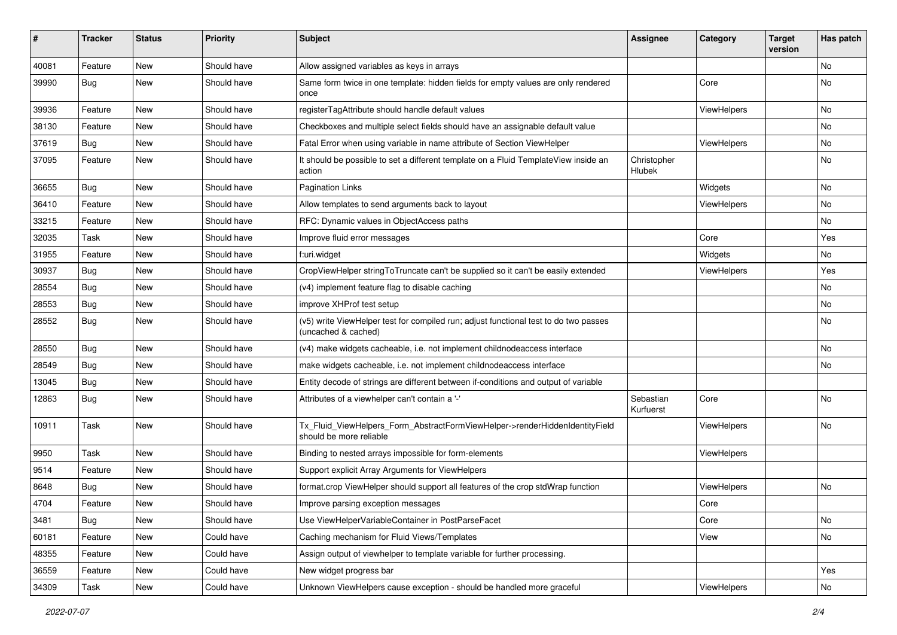| # | Tracker | Status | Priority | Subject | Assignee | Category | Target version | Has patch |
|---|---|---|---|---|---|---|---|---|
| 40081 | Feature | New | Should have | Allow assigned variables as keys in arrays | | | | No |
| 39990 | Bug | New | Should have | Same form twice in one template: hidden fields for empty values are only rendered once | | Core | | No |
| 39936 | Feature | New | Should have | registerTagAttribute should handle default values | | ViewHelpers | | No |
| 38130 | Feature | New | Should have | Checkboxes and multiple select fields should have an assignable default value | | | | No |
| 37619 | Bug | New | Should have | Fatal Error when using variable in name attribute of Section ViewHelper | | ViewHelpers | | No |
| 37095 | Feature | New | Should have | It should be possible to set a different template on a Fluid TemplateView inside an action | Christopher Hlubek | | | No |
| 36655 | Bug | New | Should have | Pagination Links | | Widgets | | No |
| 36410 | Feature | New | Should have | Allow templates to send arguments back to layout | | ViewHelpers | | No |
| 33215 | Feature | New | Should have | RFC: Dynamic values in ObjectAccess paths | | | | No |
| 32035 | Task | New | Should have | Improve fluid error messages | | Core | | Yes |
| 31955 | Feature | New | Should have | f:uri.widget | | Widgets | | No |
| 30937 | Bug | New | Should have | CropViewHelper stringToTruncate can't be supplied so it can't be easily extended | | ViewHelpers | | Yes |
| 28554 | Bug | New | Should have | (v4) implement feature flag to disable caching | | | | No |
| 28553 | Bug | New | Should have | improve XHProf test setup | | | | No |
| 28552 | Bug | New | Should have | (v5) write ViewHelper test for compiled run; adjust functional test to do two passes (uncached & cached) | | | | No |
| 28550 | Bug | New | Should have | (v4) make widgets cacheable, i.e. not implement childnodeaccess interface | | | | No |
| 28549 | Bug | New | Should have | make widgets cacheable, i.e. not implement childnodeaccess interface | | | | No |
| 13045 | Bug | New | Should have | Entity decode of strings are different between if-conditions and output of variable | | | | |
| 12863 | Bug | New | Should have | Attributes of a viewhelper can't contain a '-' | Sebastian Kurfuerst | Core | | No |
| 10911 | Task | New | Should have | Tx_Fluid_ViewHelpers_Form_AbstractFormViewHelper->renderHiddenIdentityField should be more reliable | | ViewHelpers | | No |
| 9950 | Task | New | Should have | Binding to nested arrays impossible for form-elements | | ViewHelpers | | |
| 9514 | Feature | New | Should have | Support explicit Array Arguments for ViewHelpers | | | | |
| 8648 | Bug | New | Should have | format.crop ViewHelper should support all features of the crop stdWrap function | | ViewHelpers | | No |
| 4704 | Feature | New | Should have | Improve parsing exception messages | | Core | | |
| 3481 | Bug | New | Should have | Use ViewHelperVariableContainer in PostParseFacet | | Core | | No |
| 60181 | Feature | New | Could have | Caching mechanism for Fluid Views/Templates | | View | | No |
| 48355 | Feature | New | Could have | Assign output of viewhelper to template variable for further processing. | | | | |
| 36559 | Feature | New | Could have | New widget progress bar | | | | Yes |
| 34309 | Task | New | Could have | Unknown ViewHelpers cause exception - should be handled more graceful | | ViewHelpers | | No |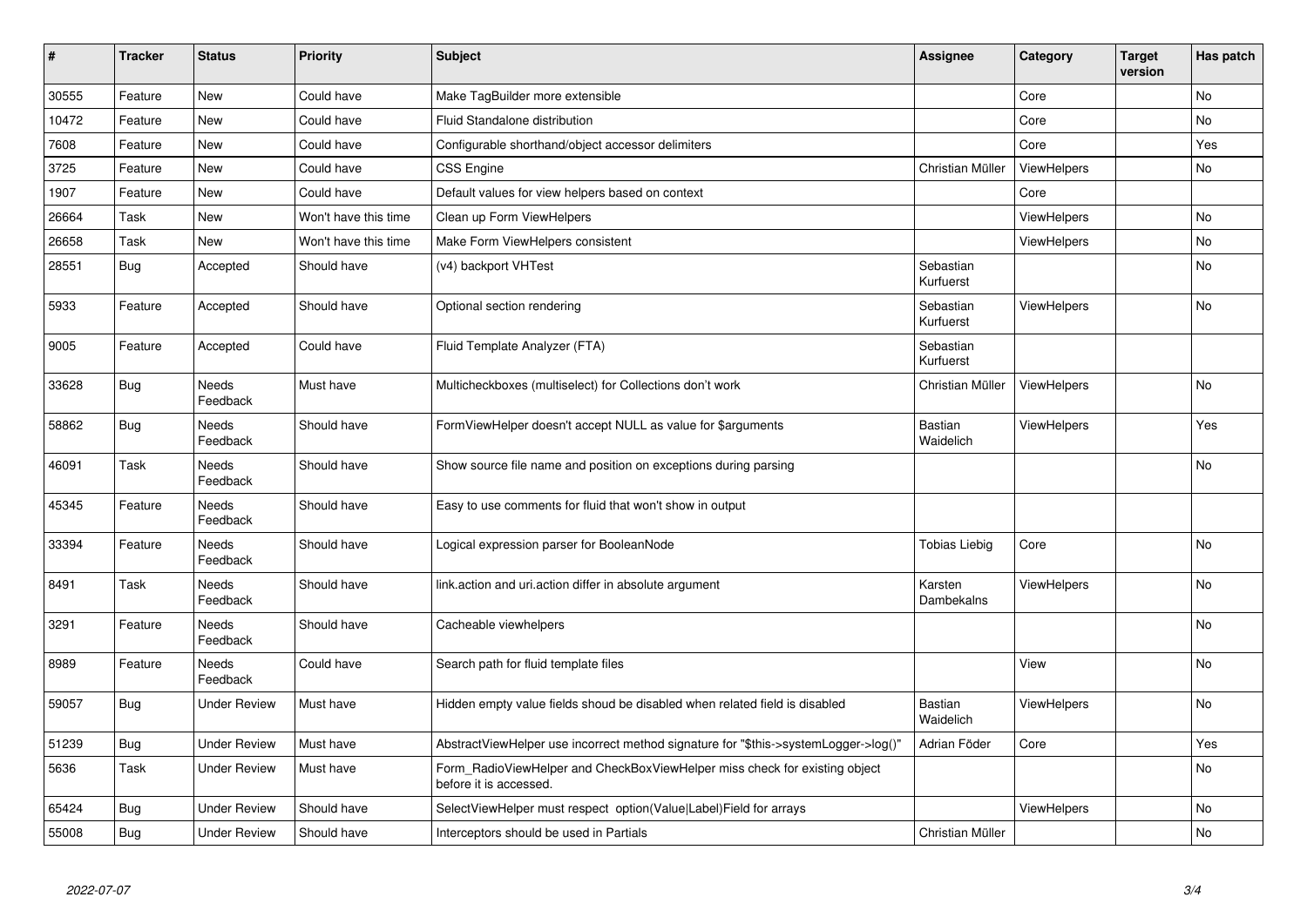| # | Tracker | Status | Priority | Subject | Assignee | Category | Target version | Has patch |
|---|---|---|---|---|---|---|---|---|
| 30555 | Feature | New | Could have | Make TagBuilder more extensible | | Core | | No |
| 10472 | Feature | New | Could have | Fluid Standalone distribution | | Core | | No |
| 7608 | Feature | New | Could have | Configurable shorthand/object accessor delimiters | | Core | | Yes |
| 3725 | Feature | New | Could have | CSS Engine | Christian Müller | ViewHelpers | | No |
| 1907 | Feature | New | Could have | Default values for view helpers based on context | | Core | | |
| 26664 | Task | New | Won't have this time | Clean up Form ViewHelpers | | ViewHelpers | | No |
| 26658 | Task | New | Won't have this time | Make Form ViewHelpers consistent | | ViewHelpers | | No |
| 28551 | Bug | Accepted | Should have | (v4) backport VHTest | Sebastian Kurfuerst | | | No |
| 5933 | Feature | Accepted | Should have | Optional section rendering | Sebastian Kurfuerst | ViewHelpers | | No |
| 9005 | Feature | Accepted | Could have | Fluid Template Analyzer (FTA) | Sebastian Kurfuerst | | | |
| 33628 | Bug | Needs Feedback | Must have | Multicheckboxes (multiselect) for Collections don't work | Christian Müller | ViewHelpers | | No |
| 58862 | Bug | Needs Feedback | Should have | FormViewHelper doesn't accept NULL as value for $arguments | Bastian Waidelich | ViewHelpers | | Yes |
| 46091 | Task | Needs Feedback | Should have | Show source file name and position on exceptions during parsing | | | | No |
| 45345 | Feature | Needs Feedback | Should have | Easy to use comments for fluid that won't show in output | | | | |
| 33394 | Feature | Needs Feedback | Should have | Logical expression parser for BooleanNode | Tobias Liebig | Core | | No |
| 8491 | Task | Needs Feedback | Should have | link.action and uri.action differ in absolute argument | Karsten Dambekalns | ViewHelpers | | No |
| 3291 | Feature | Needs Feedback | Should have | Cacheable viewhelpers | | | | No |
| 8989 | Feature | Needs Feedback | Could have | Search path for fluid template files | | View | | No |
| 59057 | Bug | Under Review | Must have | Hidden empty value fields shoud be disabled when related field is disabled | Bastian Waidelich | ViewHelpers | | No |
| 51239 | Bug | Under Review | Must have | AbstractViewHelper use incorrect method signature for "$this->systemLogger->log()" | Adrian Föder | Core | | Yes |
| 5636 | Task | Under Review | Must have | Form_RadioViewHelper and CheckBoxViewHelper miss check for existing object before it is accessed. | | | | No |
| 65424 | Bug | Under Review | Should have | SelectViewHelper must respect option(Value\|Label)Field for arrays | | ViewHelpers | | No |
| 55008 | Bug | Under Review | Should have | Interceptors should be used in Partials | Christian Müller | | | No |

*2022-07-07*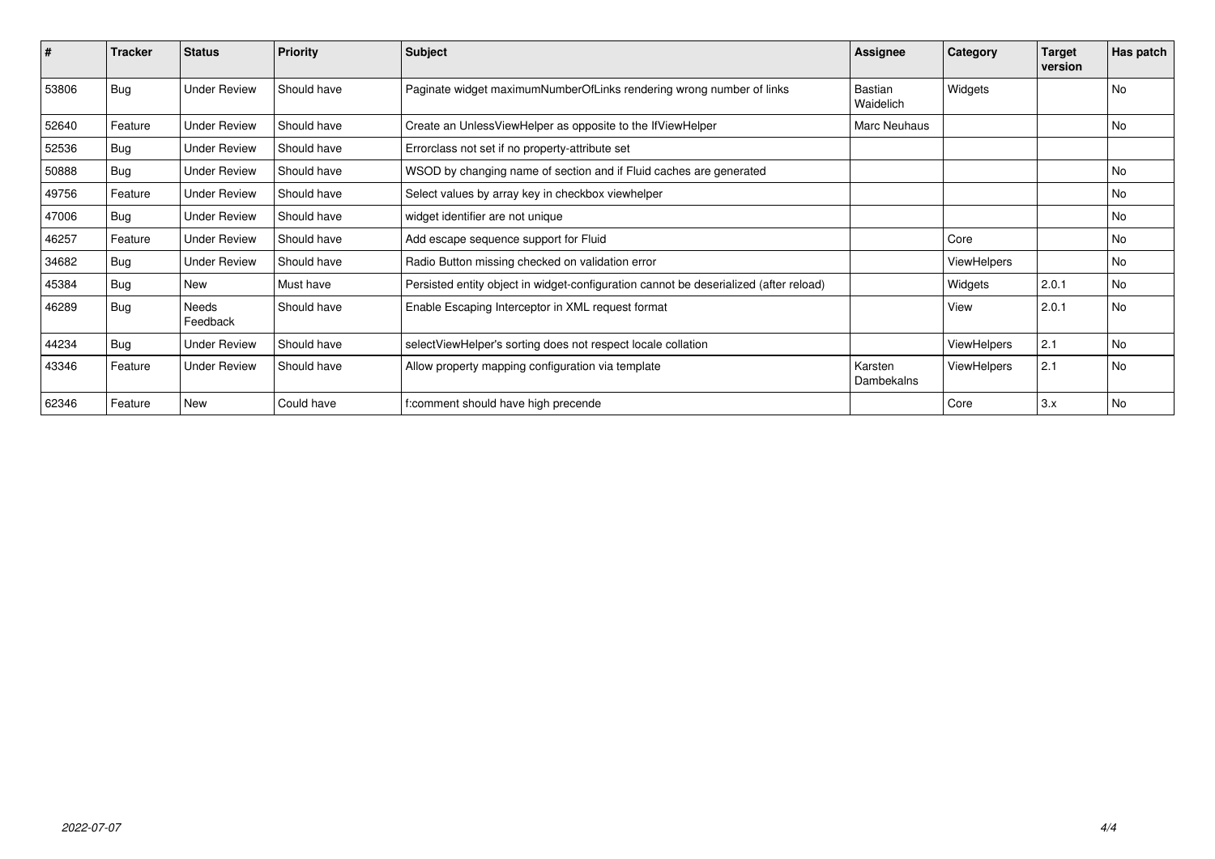| # | Tracker | Status | Priority | Subject | Assignee | Category | Target version | Has patch |
|---|---|---|---|---|---|---|---|---|
| 53806 | Bug | Under Review | Should have | Paginate widget maximumNumberOfLinks rendering wrong number of links | Bastian Waidelich | Widgets | | No |
| 52640 | Feature | Under Review | Should have | Create an UnlessViewHelper as opposite to the IfViewHelper | Marc Neuhaus | | | No |
| 52536 | Bug | Under Review | Should have | Errorclass not set if no property-attribute set | | | | |
| 50888 | Bug | Under Review | Should have | WSOD by changing name of section and if Fluid caches are generated | | | | No |
| 49756 | Feature | Under Review | Should have | Select values by array key in checkbox viewhelper | | | | No |
| 47006 | Bug | Under Review | Should have | widget identifier are not unique | | | | No |
| 46257 | Feature | Under Review | Should have | Add escape sequence support for Fluid | | Core | | No |
| 34682 | Bug | Under Review | Should have | Radio Button missing checked on validation error | | ViewHelpers | | No |
| 45384 | Bug | New | Must have | Persisted entity object in widget-configuration cannot be deserialized (after reload) | | Widgets | 2.0.1 | No |
| 46289 | Bug | Needs Feedback | Should have | Enable Escaping Interceptor in XML request format | | View | 2.0.1 | No |
| 44234 | Bug | Under Review | Should have | selectViewHelper's sorting does not respect locale collation | | ViewHelpers | 2.1 | No |
| 43346 | Feature | Under Review | Should have | Allow property mapping configuration via template | Karsten Dambekalns | ViewHelpers | 2.1 | No |
| 62346 | Feature | New | Could have | f:comment should have high precende | | Core | 3.x | No |

*2022-07-07*